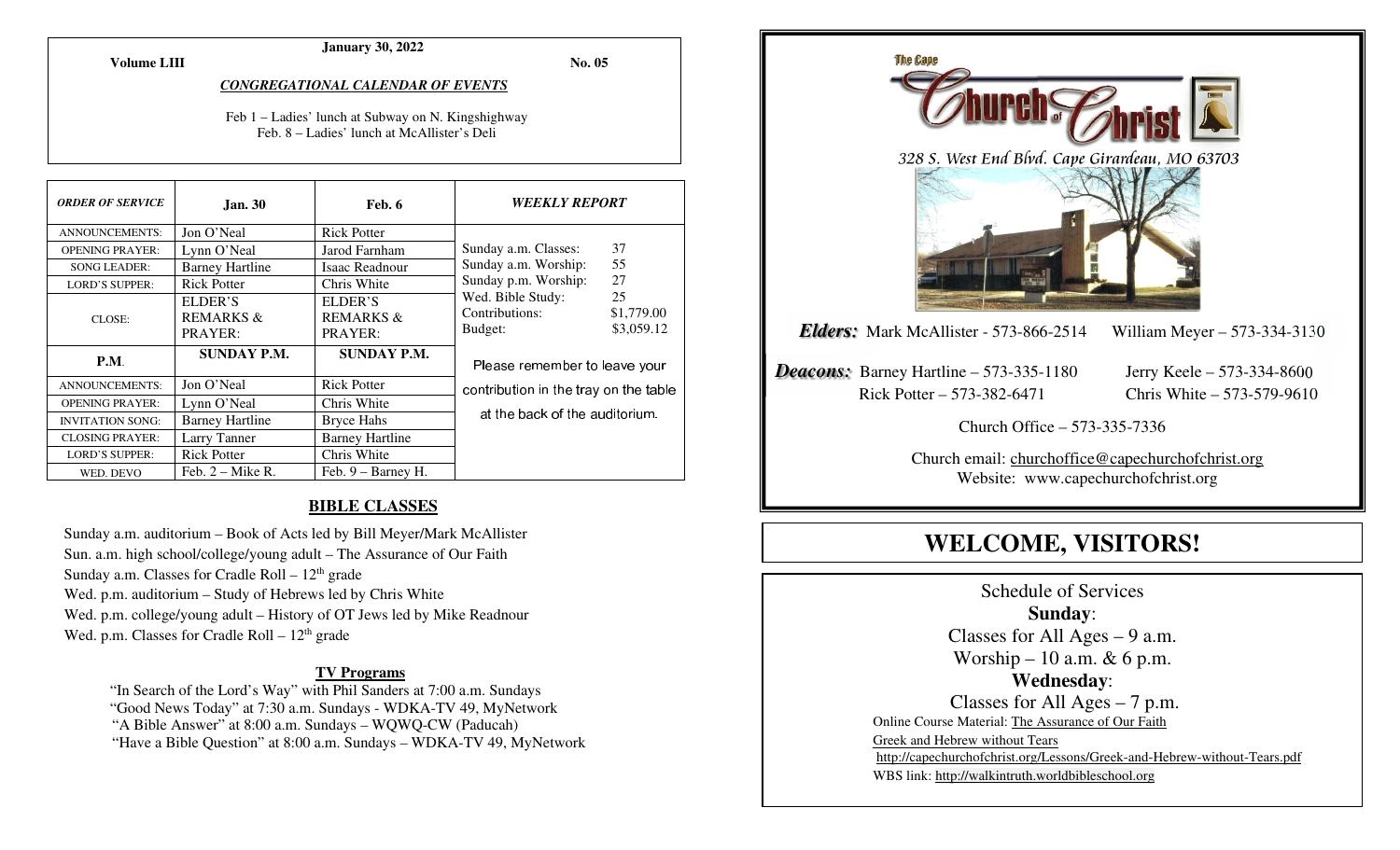**January 30, 2022**

**Volume LIII** **No. 05**

***CONGREGATIONAL CALENDAR OF EVENTS***

Feb 1 – Ladies' lunch at Subway on N. Kingshighway
Feb. 8 – Ladies' lunch at McAllister's Deli

| *ORDER OF SERVICE* | **Jan. 30** | **Feb. 6** | *WEEKLY REPORT* |
|---|---|---|---|
| ANNOUNCEMENTS: | Jon O'Neal | Rick Potter | |
| OPENING PRAYER: | Lynn O'Neal | Jarod Farnham | Sunday a.m. Classes: 37 |
| SONG LEADER: | Barney Hartline | Isaac Readnour | Sunday a.m. Worship: 55 |
| LORD'S SUPPER: | Rick Potter | Chris White | Sunday p.m. Worship: 27 |
| CLOSE: | ELDER'S REMARKS & PRAYER: | ELDER'S REMARKS & PRAYER: | Wed. Bible Study: 25<br>Contributions: $1,779.00<br>Budget: $3,059.12 |
| **P.M.** | **SUNDAY P.M.** | **SUNDAY P.M.** | Please remember to leave your contribution in the tray on the table at the back of the auditorium. |
| ANNOUNCEMENTS: | Jon O'Neal | Rick Potter | |
| OPENING PRAYER: | Lynn O'Neal | Chris White | |
| INVITATION SONG: | Barney Hartline | Bryce Hahs | |
| CLOSING PRAYER: | Larry Tanner | Barney Hartline | |
| LORD'S SUPPER: | Rick Potter | Chris White | |
| WED. DEVO | Feb. 2 – Mike R. | Feb. 9 – Barney H. | |

## BIBLE CLASSES

Sunday a.m. auditorium – Book of Acts led by Bill Meyer/Mark McAllister
Sun. a.m. high school/college/young adult – The Assurance of Our Faith
Sunday a.m. Classes for Cradle Roll – 12th grade
Wed. p.m. auditorium – Study of Hebrews led by Chris White
Wed. p.m. college/young adult – History of OT Jews led by Mike Readnour
Wed. p.m. Classes for Cradle Roll – 12th grade

### TV Programs

"In Search of the Lord's Way" with Phil Sanders at 7:00 a.m. Sundays
"Good News Today" at 7:30 a.m. Sundays - WDKA-TV 49, MyNetwork
"A Bible Answer" at 8:00 a.m. Sundays – WQWQ-CW (Paducah)
"Have a Bible Question" at 8:00 a.m. Sundays – WDKA-TV 49, MyNetwork

The Cape **Church of Christ**

328 S. West End Blvd. Cape Girardeau, MO 63703

***Elders:*** Mark McAllister - 573-866-2514 William Meyer – 573-334-3130

***Deacons:*** Barney Hartline – 573-335-1180 Jerry Keele – 573-334-8600
Rick Potter – 573-382-6471 Chris White – 573-579-9610

Church Office – 573-335-7336

Church email: churchoffice@capechurchofchrist.org
Website: www.capechurchofchrist.org

# WELCOME, VISITORS!

Schedule of Services

**Sunday**:
Classes for All Ages – 9 a.m.
Worship – 10 a.m. & 6 p.m.

**Wednesday**:
Classes for All Ages – 7 p.m.

Online Course Material: The Assurance of Our Faith
Greek and Hebrew without Tears
http://capechurchofchrist.org/Lessons/Greek-and-Hebrew-without-Tears.pdf
WBS link: http://walkintruth.worldbibleschool.org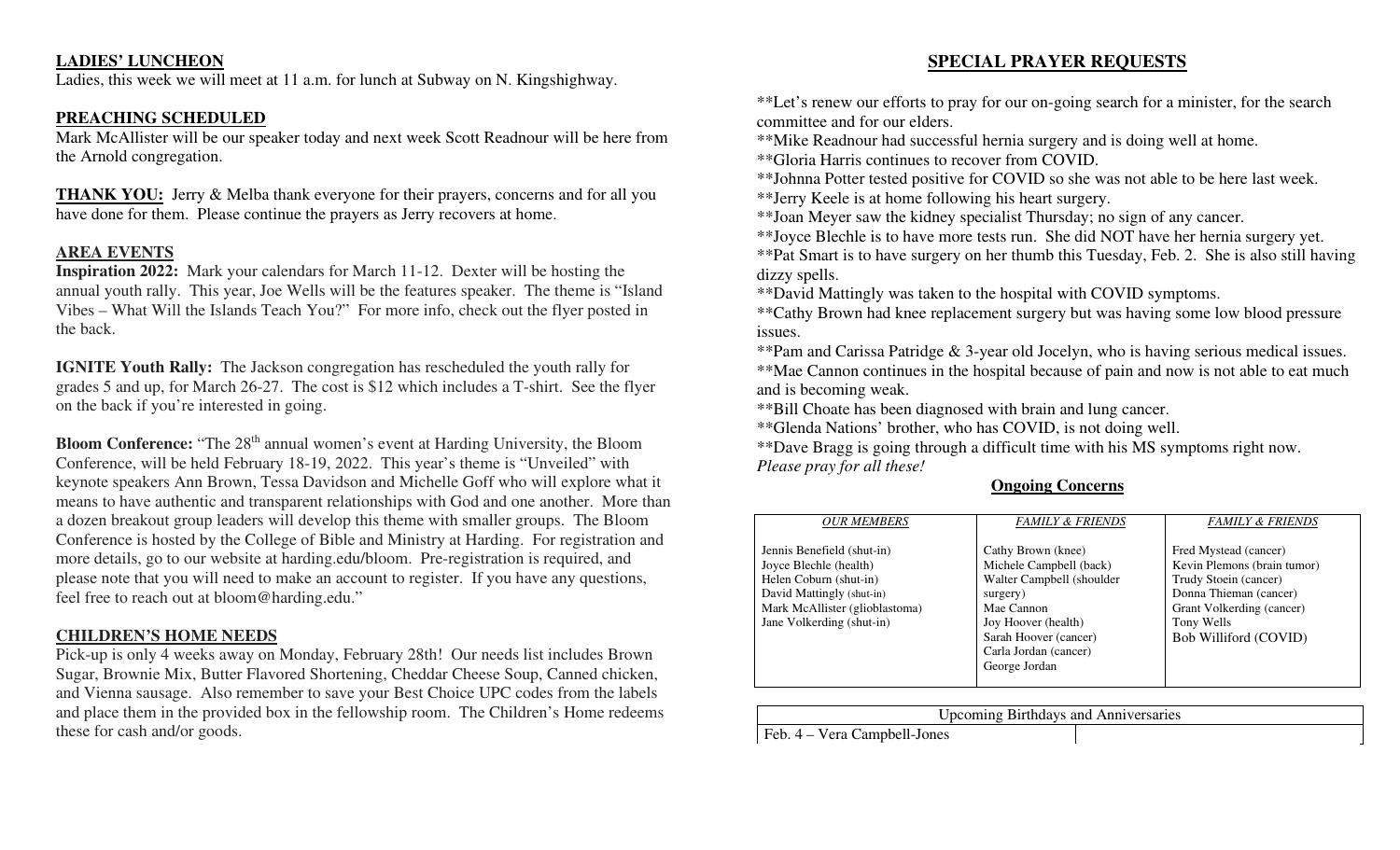## LADIES' LUNCHEON

Ladies, this week we will meet at 11 a.m. for lunch at Subway on N. Kingshighway.

## PREACHING SCHEDULED

Mark McAllister will be our speaker today and next week Scott Readnour will be here from the Arnold congregation.

**THANK YOU:** Jerry & Melba thank everyone for their prayers, concerns and for all you have done for them. Please continue the prayers as Jerry recovers at home.

## AREA EVENTS

**Inspiration 2022:** Mark your calendars for March 11-12. Dexter will be hosting the annual youth rally. This year, Joe Wells will be the features speaker. The theme is "Island Vibes – What Will the Islands Teach You?" For more info, check out the flyer posted in the back.

**IGNITE Youth Rally:** The Jackson congregation has rescheduled the youth rally for grades 5 and up, for March 26-27. The cost is $12 which includes a T-shirt. See the flyer on the back if you're interested in going.

**Bloom Conference:** "The 28th annual women's event at Harding University, the Bloom Conference, will be held February 18-19, 2022. This year's theme is "Unveiled" with keynote speakers Ann Brown, Tessa Davidson and Michelle Goff who will explore what it means to have authentic and transparent relationships with God and one another. More than a dozen breakout group leaders will develop this theme with smaller groups. The Bloom Conference is hosted by the College of Bible and Ministry at Harding. For registration and more details, go to our website at harding.edu/bloom. Pre-registration is required, and please note that you will need to make an account to register. If you have any questions, feel free to reach out at bloom@harding.edu."

## CHILDREN'S HOME NEEDS

Pick-up is only 4 weeks away on Monday, February 28th! Our needs list includes Brown Sugar, Brownie Mix, Butter Flavored Shortening, Cheddar Cheese Soup, Canned chicken, and Vienna sausage. Also remember to save your Best Choice UPC codes from the labels and place them in the provided box in the fellowship room. The Children's Home redeems these for cash and/or goods.

## SPECIAL PRAYER REQUESTS

**Let's renew our efforts to pray for our on-going search for a minister, for the search committee and for our elders.
**Mike Readnour had successful hernia surgery and is doing well at home.
**Gloria Harris continues to recover from COVID.
**Johnna Potter tested positive for COVID so she was not able to be here last week.
**Jerry Keele is at home following his heart surgery.
**Joan Meyer saw the kidney specialist Thursday; no sign of any cancer.
**Joyce Blechle is to have more tests run. She did NOT have her hernia surgery yet.
**Pat Smart is to have surgery on her thumb this Tuesday, Feb. 2. She is also still having dizzy spells.
**David Mattingly was taken to the hospital with COVID symptoms.
**Cathy Brown had knee replacement surgery but was having some low blood pressure issues.
**Pam and Carissa Patridge & 3-year old Jocelyn, who is having serious medical issues.
**Mae Cannon continues in the hospital because of pain and now is not able to eat much and is becoming weak.
**Bill Choate has been diagnosed with brain and lung cancer.
**Glenda Nations' brother, who has COVID, is not doing well.
**Dave Bragg is going through a difficult time with his MS symptoms right now.

*Please pray for all these!*

### Ongoing Concerns

| *OUR MEMBERS* | *FAMILY & FRIENDS* | *FAMILY & FRIENDS* |
|---|---|---|
| Jennis Benefield (shut-in)<br>Joyce Blechle (health)<br>Helen Coburn (shut-in)<br>David Mattingly (shut-in)<br>Mark McAllister (glioblastoma)<br>Jane Volkerding (shut-in) | Cathy Brown (knee)<br>Michele Campbell (back)<br>Walter Campbell (shoulder surgery)<br>Mae Cannon<br>Joy Hoover (health)<br>Sarah Hoover (cancer)<br>Carla Jordan (cancer)<br>George Jordan | Fred Mystead (cancer)<br>Kevin Plemons (brain tumor)<br>Trudy Stoein (cancer)<br>Donna Thieman (cancer)<br>Grant Volkerding (cancer)<br>Tony Wells<br>Bob Williford (COVID) |

| Upcoming Birthdays and Anniversaries | |
|---|---|
| Feb. 4 – Vera Campbell-Jones | |